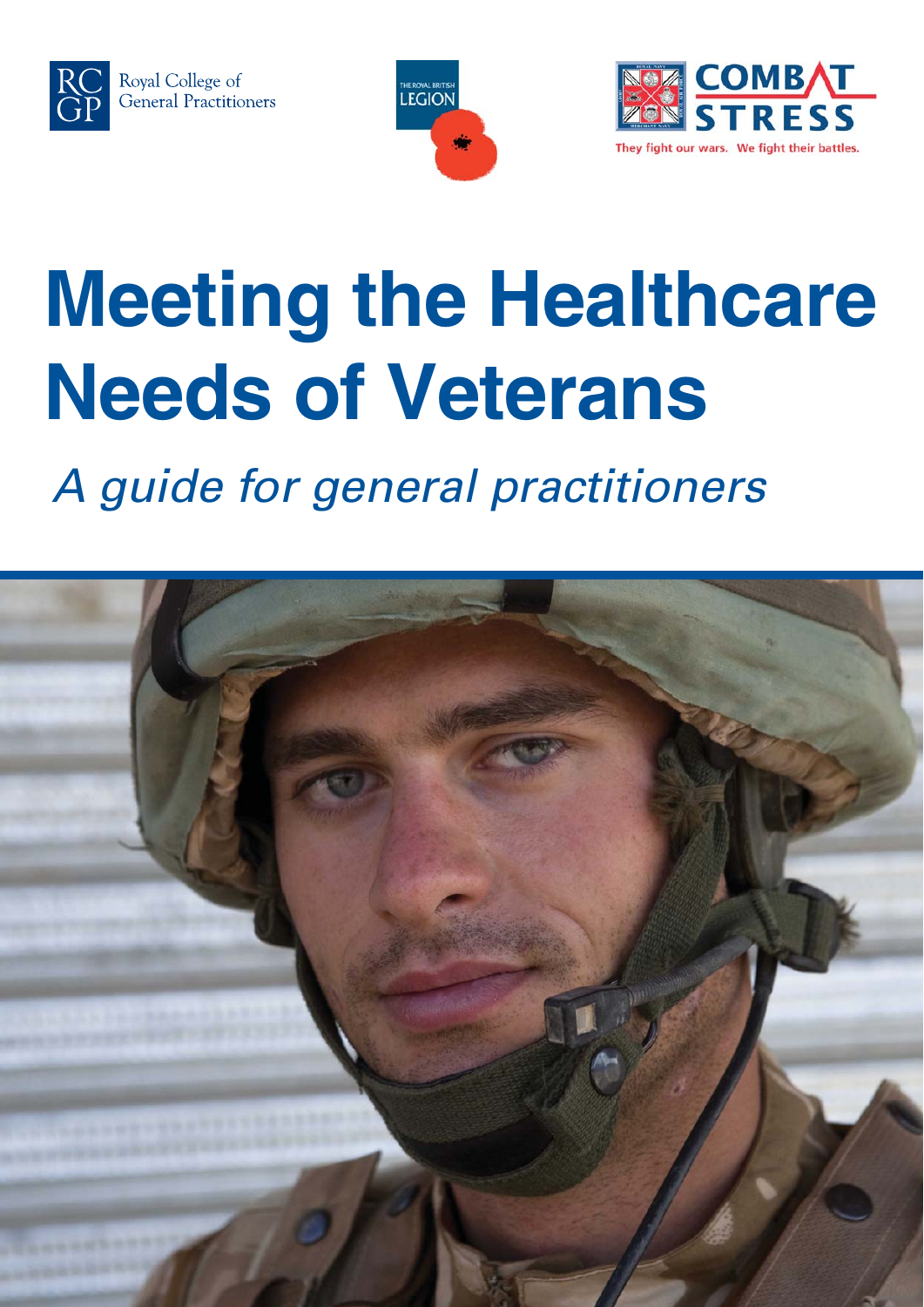Royal College of General Practitioners

THE ROYAL BRITISH LEGION

COMBAT STRESS

They fight our wars. We fight their battles.

# Meeting the Healthcare Needs of Veterans

*A guide for general practitioners*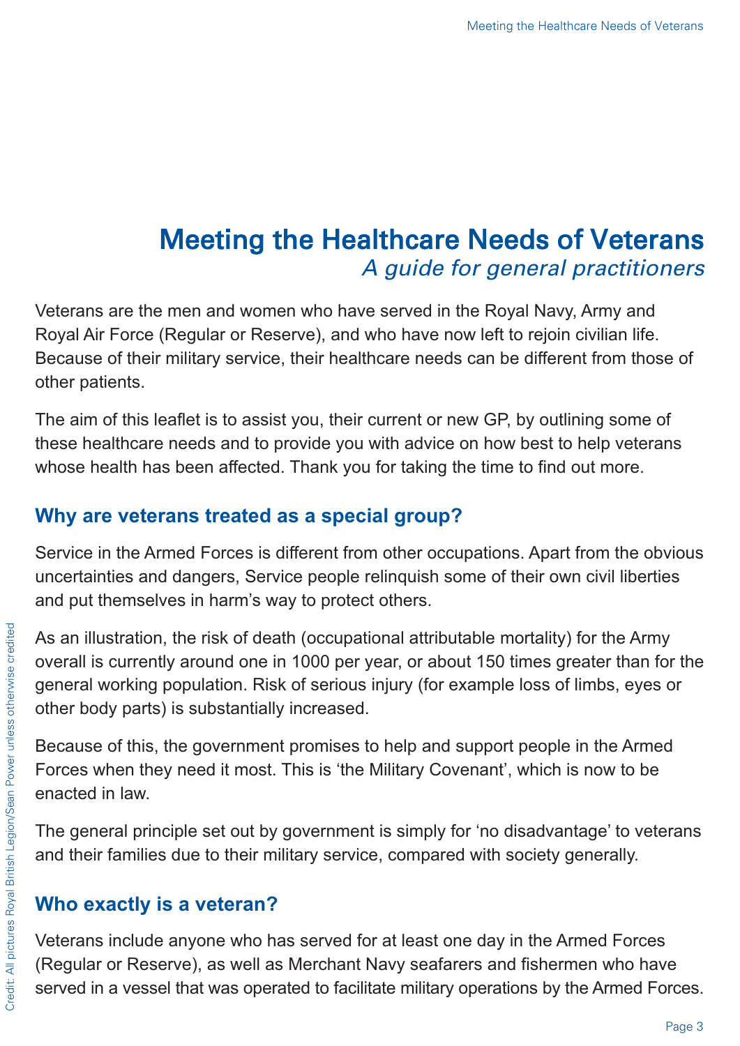# Meeting the Healthcare Needs of Veterans

*A guide for general practitioners*

Veterans are the men and women who have served in the Royal Navy, Army and Royal Air Force (Regular or Reserve), and who have now left to rejoin civilian life. Because of their military service, their healthcare needs can be different from those of other patients.

The aim of this leaflet is to assist you, their current or new GP, by outlining some of these healthcare needs and to provide you with advice on how best to help veterans whose health has been affected. Thank you for taking the time to find out more.

## Why are veterans treated as a special group?

Service in the Armed Forces is different from other occupations. Apart from the obvious uncertainties and dangers, Service people relinquish some of their own civil liberties and put themselves in harm's way to protect others.

As an illustration, the risk of death (occupational attributable mortality) for the Army overall is currently around one in 1000 per year, or about 150 times greater than for the general working population. Risk of serious injury (for example loss of limbs, eyes or other body parts) is substantially increased.

Because of this, the government promises to help and support people in the Armed Forces when they need it most. This is 'the Military Covenant', which is now to be enacted in law.

The general principle set out by government is simply for 'no disadvantage' to veterans and their families due to their military service, compared with society generally.

## Who exactly is a veteran?

Veterans include anyone who has served for at least one day in the Armed Forces (Regular or Reserve), as well as Merchant Navy seafarers and fishermen who have served in a vessel that was operated to facilitate military operations by the Armed Forces.

Credit: All pictures Royal British Legion/Sean Power unless otherwise credited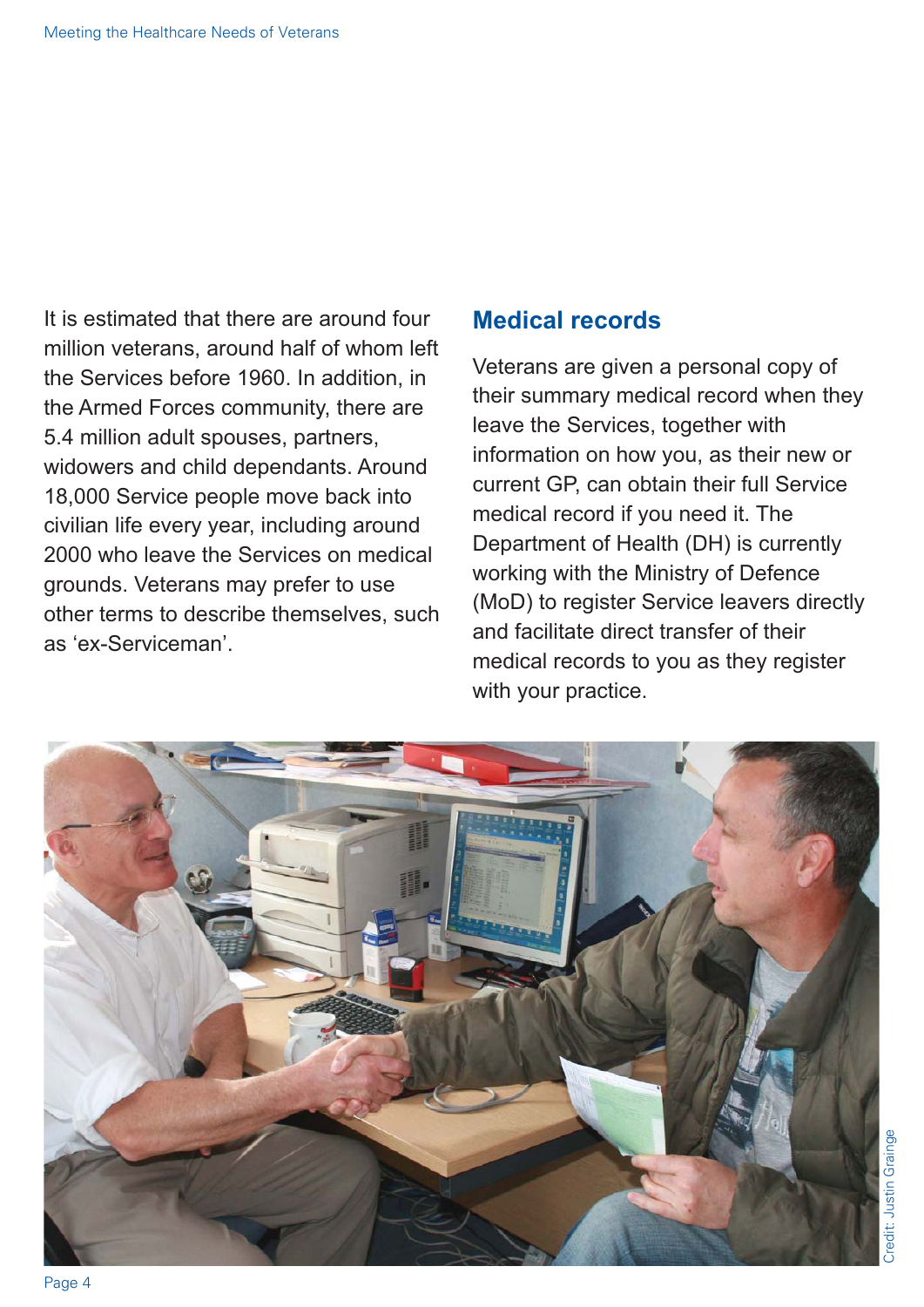It is estimated that there are around four million veterans, around half of whom left the Services before 1960. In addition, in the Armed Forces community, there are 5.4 million adult spouses, partners, widowers and child dependants. Around 18,000 Service people move back into civilian life every year, including around 2000 who leave the Services on medical grounds. Veterans may prefer to use other terms to describe themselves, such as 'ex-Serviceman'.

## Medical records

Veterans are given a personal copy of their summary medical record when they leave the Services, together with information on how you, as their new or current GP, can obtain their full Service medical record if you need it. The Department of Health (DH) is currently working with the Ministry of Defence (MoD) to register Service leavers directly and facilitate direct transfer of their medical records to you as they register with your practice.

Credit: Justin Grainge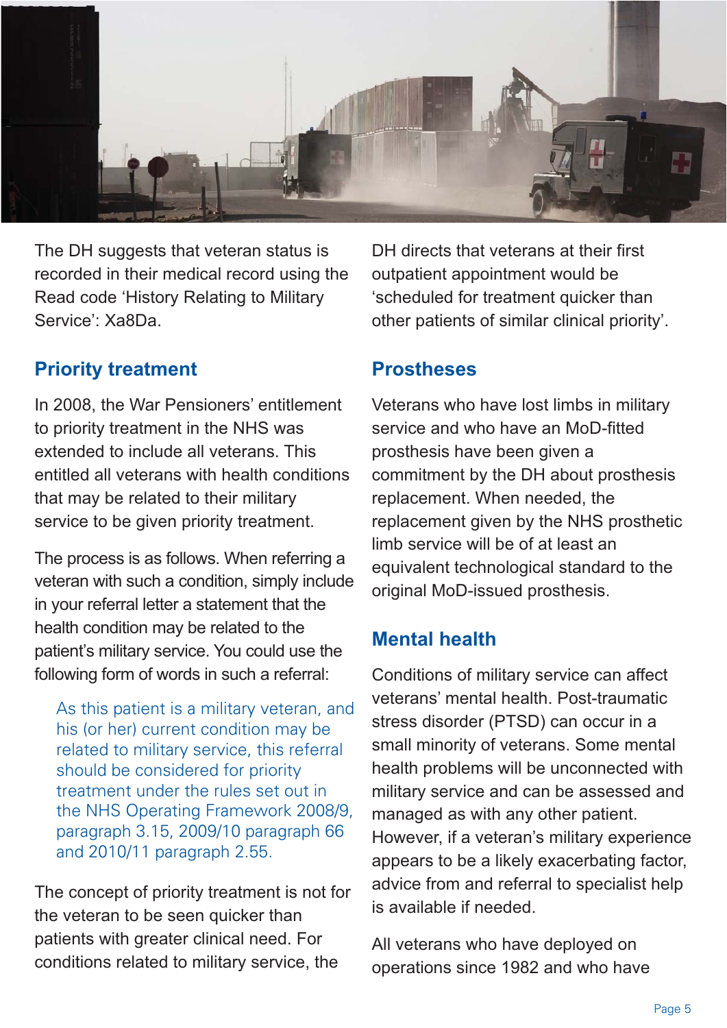The DH suggests that veteran status is recorded in their medical record using the Read code 'History Relating to Military Service': Xa8Da.

## Priority treatment

In 2008, the War Pensioners' entitlement to priority treatment in the NHS was extended to include all veterans. This entitled all veterans with health conditions that may be related to their military service to be given priority treatment.

The process is as follows. When referring a veteran with such a condition, simply include in your referral letter a statement that the health condition may be related to the patient's military service. You could use the following form of words in such a referral:

> As this patient is a military veteran, and his (or her) current condition may be related to military service, this referral should be considered for priority treatment under the rules set out in the NHS Operating Framework 2008/9, paragraph 3.15, 2009/10 paragraph 66 and 2010/11 paragraph 2.55.

The concept of priority treatment is not for the veteran to be seen quicker than patients with greater clinical need. For conditions related to military service, the DH directs that veterans at their first outpatient appointment would be 'scheduled for treatment quicker than other patients of similar clinical priority'.

## Prostheses

Veterans who have lost limbs in military service and who have an MoD-fitted prosthesis have been given a commitment by the DH about prosthesis replacement. When needed, the replacement given by the NHS prosthetic limb service will be of at least an equivalent technological standard to the original MoD-issued prosthesis.

## Mental health

Conditions of military service can affect veterans' mental health. Post-traumatic stress disorder (PTSD) can occur in a small minority of veterans. Some mental health problems will be unconnected with military service and can be assessed and managed as with any other patient. However, if a veteran's military experience appears to be a likely exacerbating factor, advice from and referral to specialist help is available if needed.

All veterans who have deployed on operations since 1982 and who have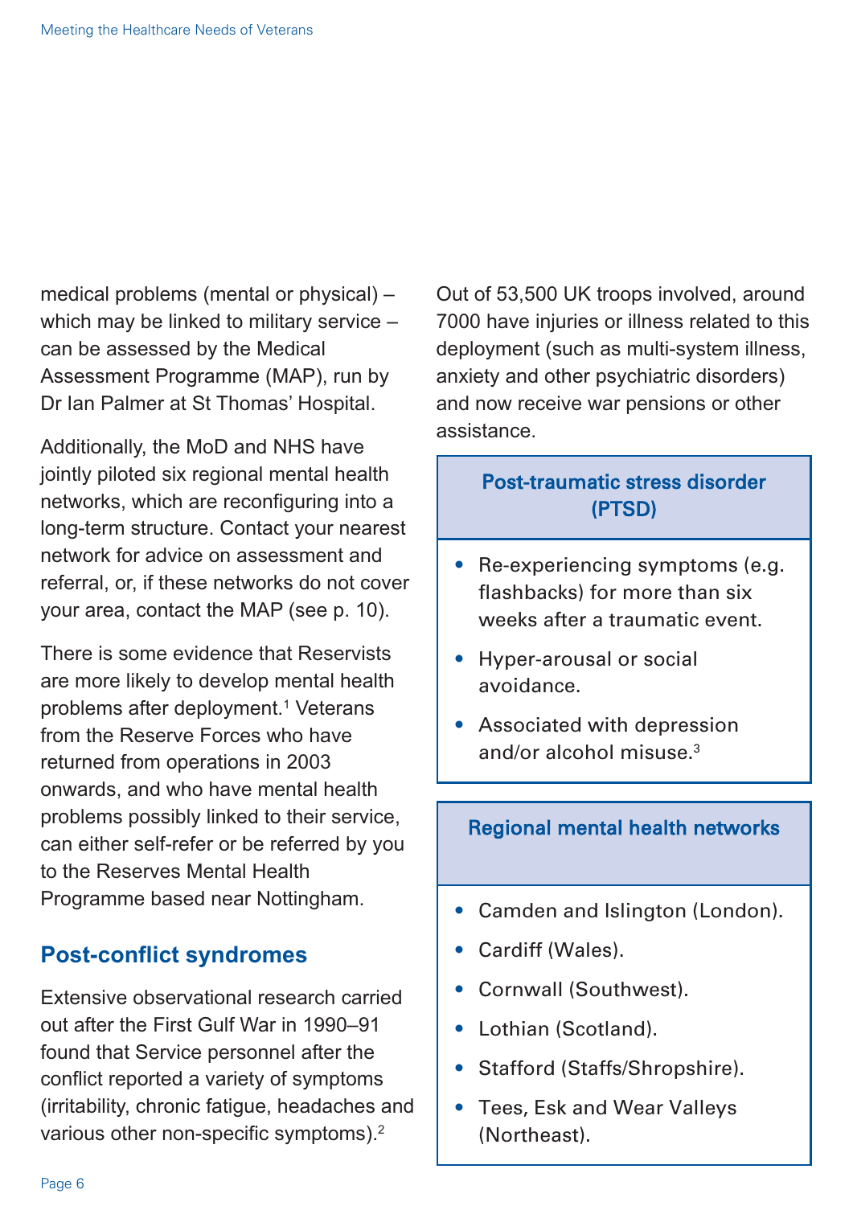medical problems (mental or physical) – which may be linked to military service – can be assessed by the Medical Assessment Programme (MAP), run by Dr Ian Palmer at St Thomas' Hospital.

Additionally, the MoD and NHS have jointly piloted six regional mental health networks, which are reconfiguring into a long-term structure. Contact your nearest network for advice on assessment and referral, or, if these networks do not cover your area, contact the MAP (see p. 10).

There is some evidence that Reservists are more likely to develop mental health problems after deployment.[1] Veterans from the Reserve Forces who have returned from operations in 2003 onwards, and who have mental health problems possibly linked to their service, can either self-refer or be referred by you to the Reserves Mental Health Programme based near Nottingham.

## Post-conflict syndromes

Extensive observational research carried out after the First Gulf War in 1990–91 found that Service personnel after the conflict reported a variety of symptoms (irritability, chronic fatigue, headaches and various other non-specific symptoms).[2] Out of 53,500 UK troops involved, around 7000 have injuries or illness related to this deployment (such as multi-system illness, anxiety and other psychiatric disorders) and now receive war pensions or other assistance.

### Post-traumatic stress disorder (PTSD)

- Re-experiencing symptoms (e.g. flashbacks) for more than six weeks after a traumatic event.
- Hyper-arousal or social avoidance.
- Associated with depression and/or alcohol misuse.[3]

### Regional mental health networks

- Camden and Islington (London).
- Cardiff (Wales).
- Cornwall (Southwest).
- Lothian (Scotland).
- Stafford (Staffs/Shropshire).
- Tees, Esk and Wear Valleys (Northeast).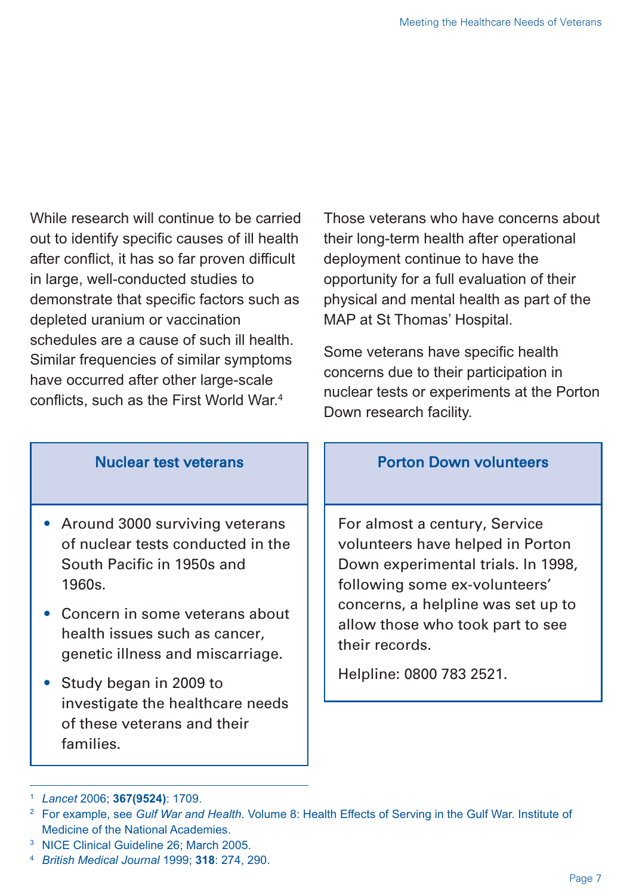While research will continue to be carried out to identify specific causes of ill health after conflict, it has so far proven difficult in large, well-conducted studies to demonstrate that specific factors such as depleted uranium or vaccination schedules are a cause of such ill health. Similar frequencies of similar symptoms have occurred after other large-scale conflicts, such as the First World War.[4]

Those veterans who have concerns about their long-term health after operational deployment continue to have the opportunity for a full evaluation of their physical and mental health as part of the MAP at St Thomas' Hospital.

Some veterans have specific health concerns due to their participation in nuclear tests or experiments at the Porton Down research facility.

### Nuclear test veterans

- Around 3000 surviving veterans of nuclear tests conducted in the South Pacific in 1950s and 1960s.
- Concern in some veterans about health issues such as cancer, genetic illness and miscarriage.
- Study began in 2009 to investigate the healthcare needs of these veterans and their families.

### Porton Down volunteers

For almost a century, Service volunteers have helped in Porton Down experimental trials. In 1998, following some ex-volunteers' concerns, a helpline was set up to allow those who took part to see their records.

Helpline: 0800 783 2521.

---

[1] *Lancet* 2006; **367(9524)**: 1709.

[2] For example, see *Gulf War and Health*. Volume 8: Health Effects of Serving in the Gulf War. Institute of Medicine of the National Academies.

[3] NICE Clinical Guideline 26; March 2005.

[4] *British Medical Journal* 1999; **318**: 274, 290.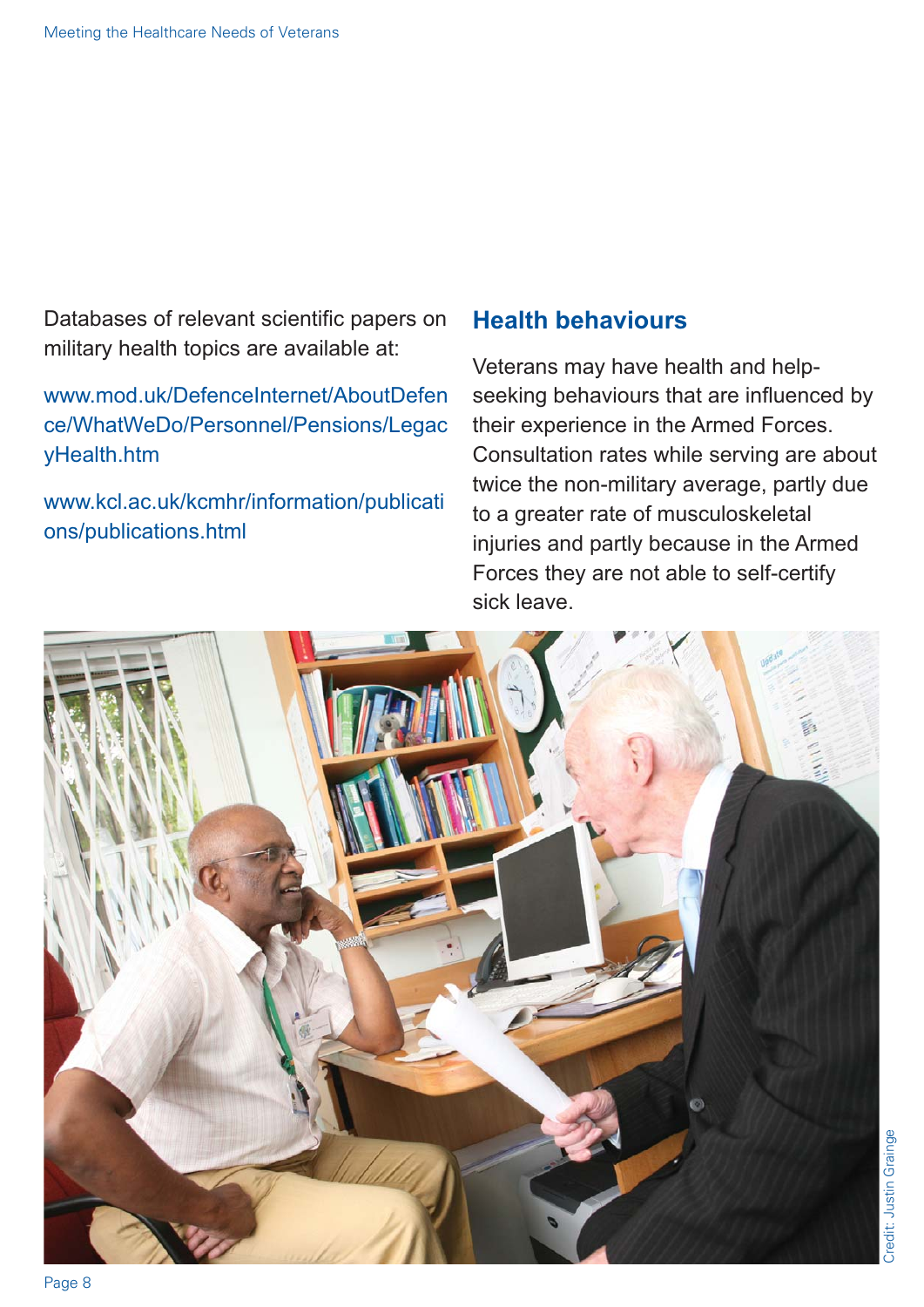Databases of relevant scientific papers on military health topics are available at:

www.mod.uk/DefenceInternet/AboutDefence/WhatWeDo/Personnel/Pensions/LegacyHealth.htm

www.kcl.ac.uk/kcmhr/information/publications/publications.html

## Health behaviours

Veterans may have health and help-seeking behaviours that are influenced by their experience in the Armed Forces. Consultation rates while serving are about twice the non-military average, partly due to a greater rate of musculoskeletal injuries and partly because in the Armed Forces they are not able to self-certify sick leave.

Credit: Justin Grainge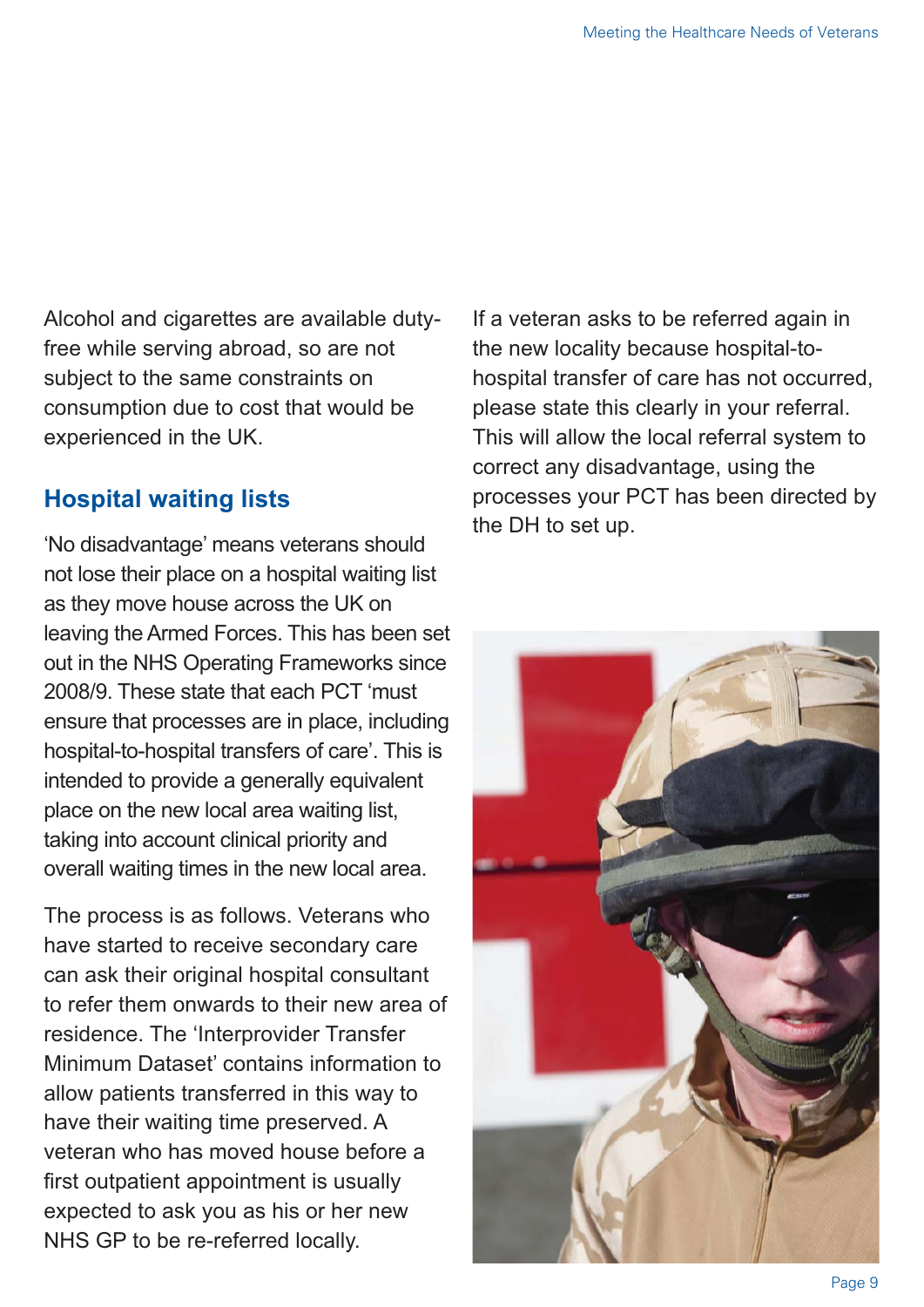Alcohol and cigarettes are available duty-free while serving abroad, so are not subject to the same constraints on consumption due to cost that would be experienced in the UK.

## Hospital waiting lists

'No disadvantage' means veterans should not lose their place on a hospital waiting list as they move house across the UK on leaving the Armed Forces. This has been set out in the NHS Operating Frameworks since 2008/9. These state that each PCT 'must ensure that processes are in place, including hospital-to-hospital transfers of care'. This is intended to provide a generally equivalent place on the new local area waiting list, taking into account clinical priority and overall waiting times in the new local area.

The process is as follows. Veterans who have started to receive secondary care can ask their original hospital consultant to refer them onwards to their new area of residence. The 'Interprovider Transfer Minimum Dataset' contains information to allow patients transferred in this way to have their waiting time preserved. A veteran who has moved house before a first outpatient appointment is usually expected to ask you as his or her new NHS GP to be re-referred locally.

If a veteran asks to be referred again in the new locality because hospital-to-hospital transfer of care has not occurred, please state this clearly in your referral. This will allow the local referral system to correct any disadvantage, using the processes your PCT has been directed by the DH to set up.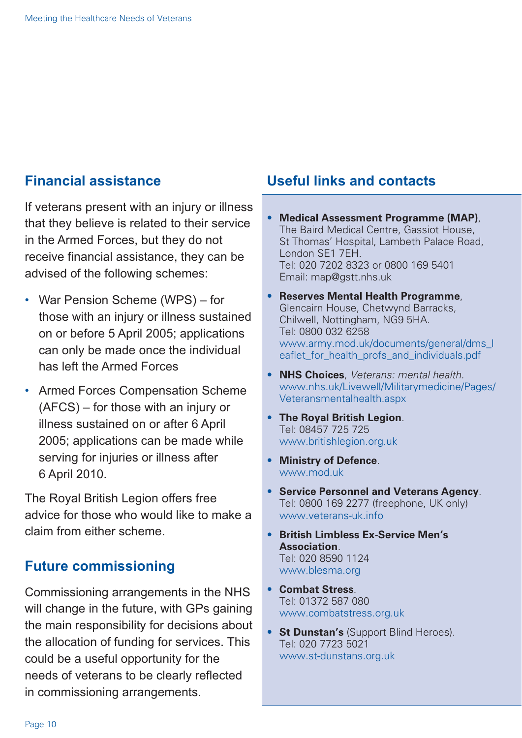## Financial assistance

If veterans present with an injury or illness that they believe is related to their service in the Armed Forces, but they do not receive financial assistance, they can be advised of the following schemes:

- War Pension Scheme (WPS) – for those with an injury or illness sustained on or before 5 April 2005; applications can only be made once the individual has left the Armed Forces
- Armed Forces Compensation Scheme (AFCS) – for those with an injury or illness sustained on or after 6 April 2005; applications can be made while serving for injuries or illness after 6 April 2010.

The Royal British Legion offers free advice for those who would like to make a claim from either scheme.

## Future commissioning

Commissioning arrangements in the NHS will change in the future, with GPs gaining the main responsibility for decisions about the allocation of funding for services. This could be a useful opportunity for the needs of veterans to be clearly reflected in commissioning arrangements.

## Useful links and contacts

- **Medical Assessment Programme (MAP)**, The Baird Medical Centre, Gassiot House, St Thomas' Hospital, Lambeth Palace Road, London SE1 7EH.
  Tel: 020 7202 8323 or 0800 169 5401
  Email: map@gstt.nhs.uk
- **Reserves Mental Health Programme**, Glencairn House, Chetwynd Barracks, Chilwell, Nottingham, NG9 5HA.
  Tel: 0800 032 6258
  www.army.mod.uk/documents/general/dms_leaflet_for_health_profs_and_individuals.pdf
- **NHS Choices**, *Veterans: mental health.*
  www.nhs.uk/Livewell/Militarymedicine/Pages/Veteransmentalhealth.aspx
- **The Royal British Legion**.
  Tel: 08457 725 725
  www.britishlegion.org.uk
- **Ministry of Defence**.
  www.mod.uk
- **Service Personnel and Veterans Agency**.
  Tel: 0800 169 2277 (freephone, UK only)
  www.veterans-uk.info
- **British Limbless Ex-Service Men's Association**.
  Tel: 020 8590 1124
  www.blesma.org
- **Combat Stress**.
  Tel: 01372 587 080
  www.combatstress.org.uk
- **St Dunstan's** (Support Blind Heroes).
  Tel: 020 7723 5021
  www.st-dunstans.org.uk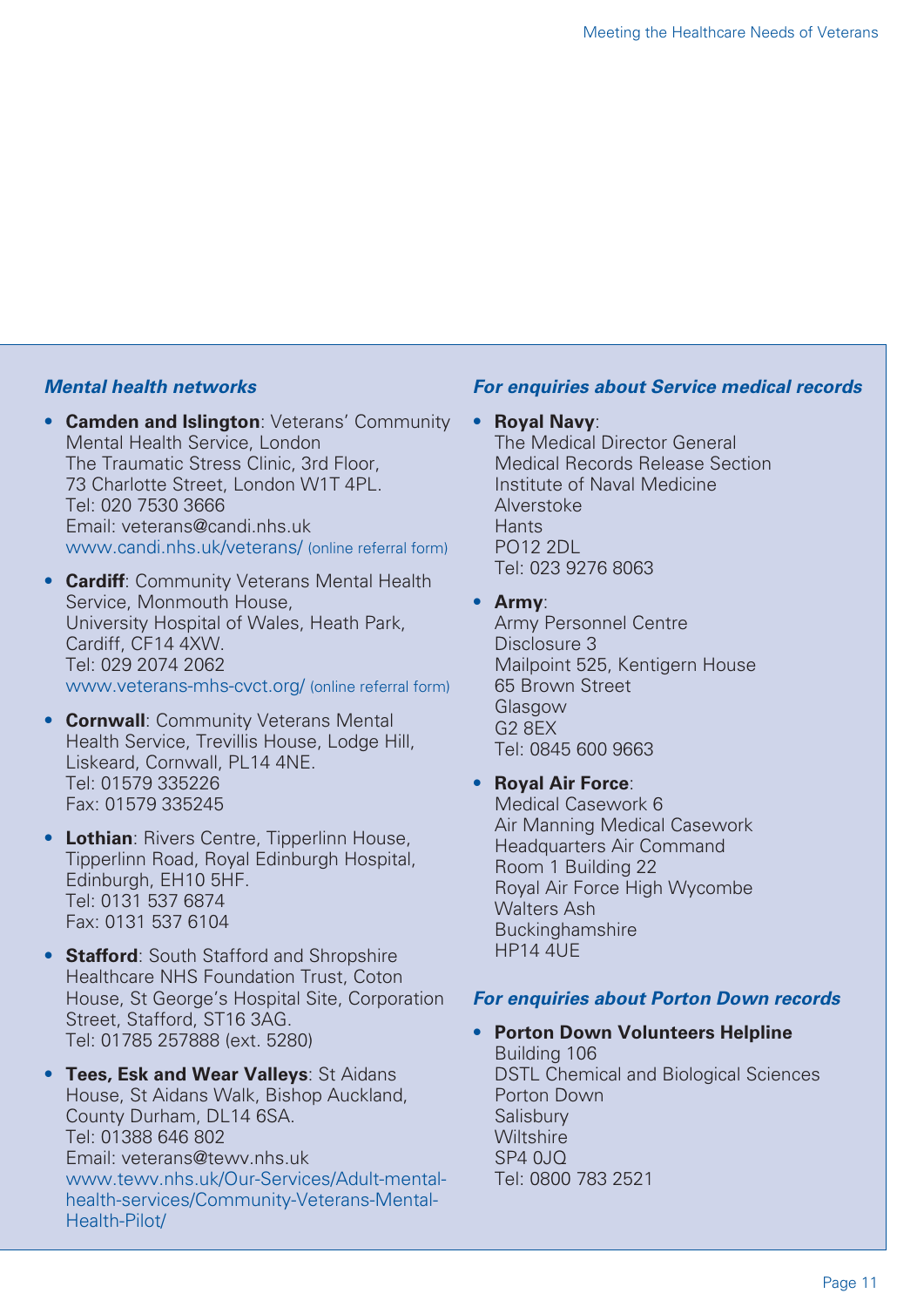### *Mental health networks*

- **Camden and Islington**: Veterans' Community Mental Health Service, London
  The Traumatic Stress Clinic, 3rd Floor,
  73 Charlotte Street, London W1T 4PL.
  Tel: 020 7530 3666
  Email: veterans@candi.nhs.uk
  www.candi.nhs.uk/veterans/ (online referral form)

- **Cardiff**: Community Veterans Mental Health Service, Monmouth House,
  University Hospital of Wales, Heath Park,
  Cardiff, CF14 4XW.
  Tel: 029 2074 2062
  www.veterans-mhs-cvct.org/ (online referral form)

- **Cornwall**: Community Veterans Mental Health Service, Trevillis House, Lodge Hill,
  Liskeard, Cornwall, PL14 4NE.
  Tel: 01579 335226
  Fax: 01579 335245

- **Lothian**: Rivers Centre, Tipperlinn House,
  Tipperlinn Road, Royal Edinburgh Hospital,
  Edinburgh, EH10 5HF.
  Tel: 0131 537 6874
  Fax: 0131 537 6104

- **Stafford**: South Stafford and Shropshire Healthcare NHS Foundation Trust, Coton House, St George's Hospital Site, Corporation Street, Stafford, ST16 3AG.
  Tel: 01785 257888 (ext. 5280)

- **Tees, Esk and Wear Valleys**: St Aidans House, St Aidans Walk, Bishop Auckland,
  County Durham, DL14 6SA.
  Tel: 01388 646 802
  Email: veterans@tewv.nhs.uk
  www.tewv.nhs.uk/Our-Services/Adult-mental-health-services/Community-Veterans-Mental-Health-Pilot/

### *For enquiries about Service medical records*

- **Royal Navy**:
  The Medical Director General
  Medical Records Release Section
  Institute of Naval Medicine
  Alverstoke
  Hants
  PO12 2DL
  Tel: 023 9276 8063

- **Army**:
  Army Personnel Centre
  Disclosure 3
  Mailpoint 525, Kentigern House
  65 Brown Street
  Glasgow
  G2 8EX
  Tel: 0845 600 9663

- **Royal Air Force**:
  Medical Casework 6
  Air Manning Medical Casework
  Headquarters Air Command
  Room 1 Building 22
  Royal Air Force High Wycombe
  Walters Ash
  Buckinghamshire
  HP14 4UE

### *For enquiries about Porton Down records*

- **Porton Down Volunteers Helpline**
  Building 106
  DSTL Chemical and Biological Sciences
  Porton Down
  Salisbury
  Wiltshire
  SP4 0JQ
  Tel: 0800 783 2521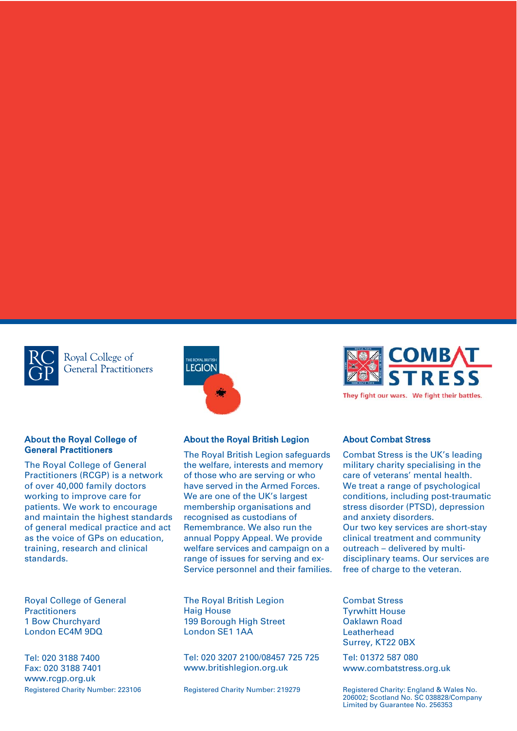Royal College of General Practitioners

THE ROYAL BRITISH LEGION

COMBAT STRESS

They fight our wars. We fight their battles.

### About the Royal College of General Practitioners

The Royal College of General Practitioners (RCGP) is a network of over 40,000 family doctors working to improve care for patients. We work to encourage and maintain the highest standards of general medical practice and act as the voice of GPs on education, training, research and clinical standards.

Royal College of General Practitioners
1 Bow Churchyard
London EC4M 9DQ

Tel: 020 3188 7400
Fax: 020 3188 7401
www.rcgp.org.uk
Registered Charity Number: 223106

### About the Royal British Legion

The Royal British Legion safeguards the welfare, interests and memory of those who are serving or who have served in the Armed Forces. We are one of the UK's largest membership organisations and recognised as custodians of Remembrance. We also run the annual Poppy Appeal. We provide welfare services and campaign on a range of issues for serving and ex-Service personnel and their families.

The Royal British Legion
Haig House
199 Borough High Street
London SE1 1AA

Tel: 020 3207 2100/08457 725 725
www.britishlegion.org.uk

Registered Charity Number: 219279

### About Combat Stress

Combat Stress is the UK's leading military charity specialising in the care of veterans' mental health. We treat a range of psychological conditions, including post-traumatic stress disorder (PTSD), depression and anxiety disorders.
Our two key services are short-stay clinical treatment and community outreach – delivered by multi-disciplinary teams. Our services are free of charge to the veteran.

Combat Stress
Tyrwhitt House
Oaklawn Road
Leatherhead
Surrey, KT22 0BX

Tel: 01372 587 080
www.combatstress.org.uk

Registered Charity: England & Wales No. 206002; Scotland No. SC 038828/Company Limited by Guarantee No. 256353